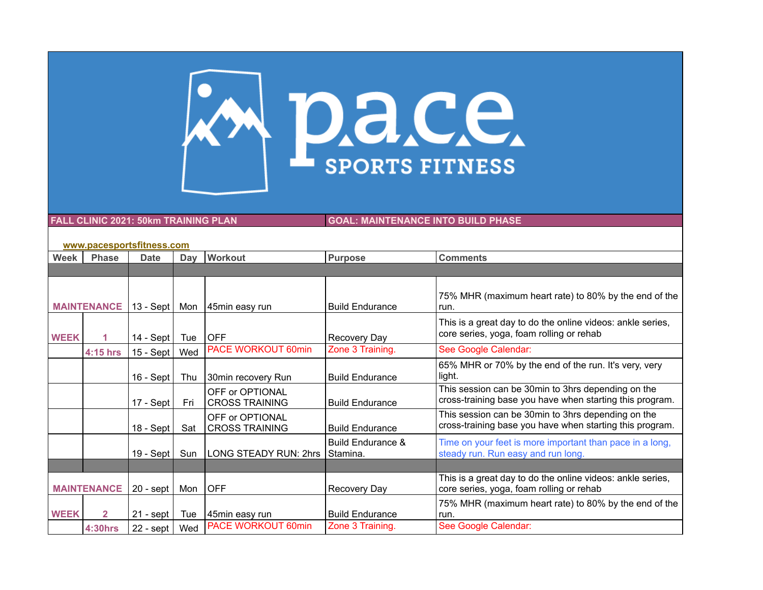p.a.c.e. SPORTS FITNESS

**FALL CLINIC 2021: 50km TRAINING PLAN** | **GOAL: MAINTENANCE INTO BUILD PHASE**

www.pacesportsfitness.com

| Week | Phase | Date | Day | Workout | Purpose | Comments |
|---|---|---|---|---|---|---|
| | | | | | | |
| MAINTENANCE | | 13 - Sept | Mon | 45min easy run | Build Endurance | 75% MHR (maximum heart rate) to 80% by the end of the run. |
| WEEK | 1 | 14 - Sept | Tue | OFF | Recovery Day | This is a great day to do the online videos: ankle series, core series, yoga, foam rolling or rehab |
| | 4:15 hrs | 15 - Sept | Wed | PACE WORKOUT 60min | Zone 3 Training. | See Google Calendar: |
| | | 16 - Sept | Thu | 30min recovery Run | Build Endurance | 65% MHR or 70% by the end of the run. It's very, very light. |
| | | 17 - Sept | Fri | OFF or OPTIONAL CROSS TRAINING | Build Endurance | This session can be 30min to 3hrs depending on the cross-training base you have when starting this program. |
| | | 18 - Sept | Sat | OFF or OPTIONAL CROSS TRAINING | Build Endurance | This session can be 30min to 3hrs depending on the cross-training base you have when starting this program. |
| | | 19 - Sept | Sun | LONG STEADY RUN: 2hrs | Build Endurance & Stamina. | Time on your feet is more important than pace in a long, steady run. Run easy and run long. |
| | | | | | | |
| MAINTENANCE | | 20 - sept | Mon | OFF | Recovery Day | This is a great day to do the online videos: ankle series, core series, yoga, foam rolling or rehab |
| WEEK | 2 | 21 - sept | Tue | 45min easy run | Build Endurance | 75% MHR (maximum heart rate) to 80% by the end of the run. |
| | 4:30hrs | 22 - sept | Wed | PACE WORKOUT 60min | Zone 3 Training. | See Google Calendar: |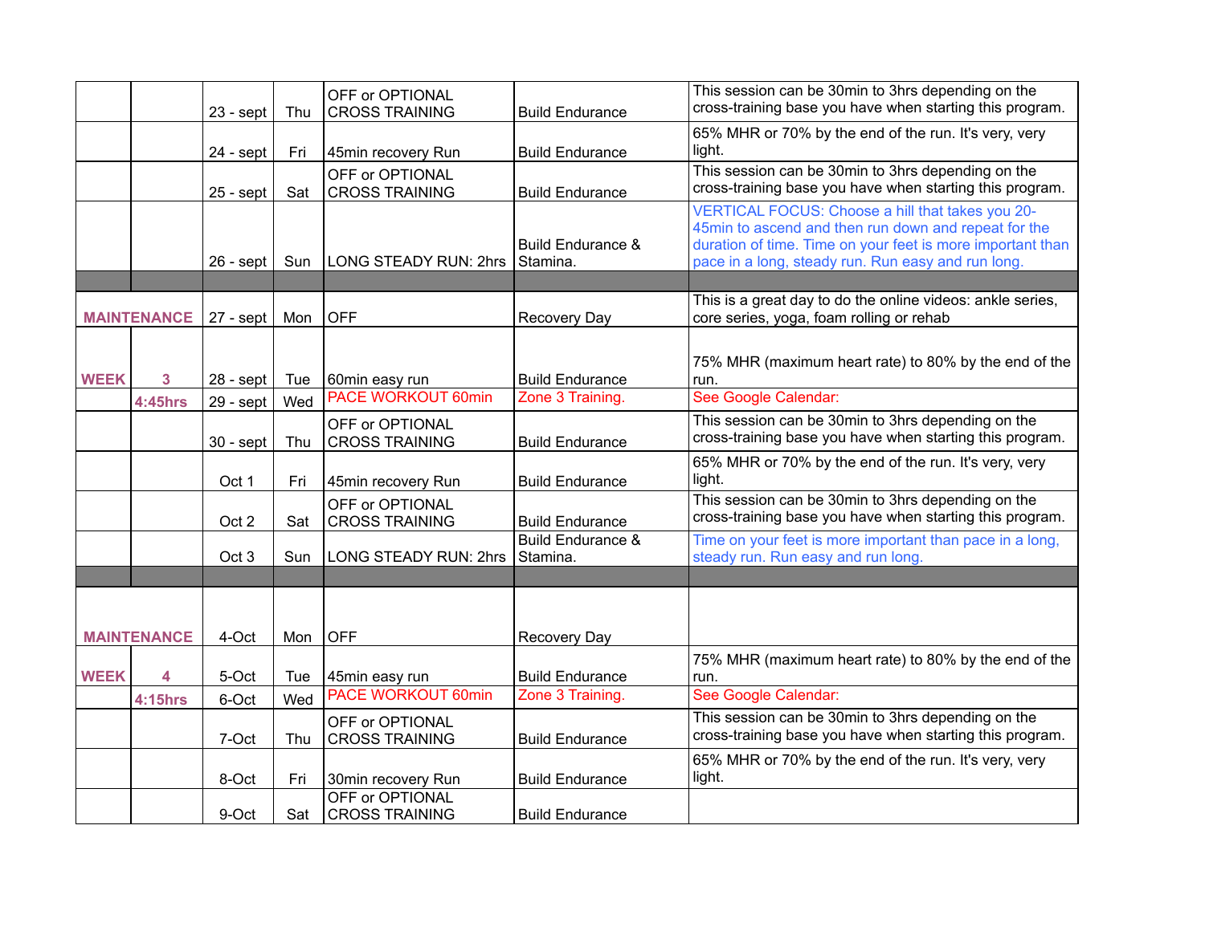| | | | | | | |
|---|---|---|---|---|---|---|
| | | 23 - sept | Thu | OFF or OPTIONAL CROSS TRAINING | Build Endurance | This session can be 30min to 3hrs depending on the cross-training base you have when starting this program. |
| | | 24 - sept | Fri | 45min recovery Run | Build Endurance | 65% MHR or 70% by the end of the run. It's very, very light. |
| | | 25 - sept | Sat | OFF or OPTIONAL CROSS TRAINING | Build Endurance | This session can be 30min to 3hrs depending on the cross-training base you have when starting this program. |
| | | 26 - sept | Sun | LONG STEADY RUN: 2hrs | Build Endurance & Stamina. | VERTICAL FOCUS: Choose a hill that takes you 20-45min to ascend and then run down and repeat for the duration of time. Time on your feet is more important than pace in a long, steady run. Run easy and run long. |
| | | | | | | |
| MAINTENANCE | | 27 - sept | Mon | OFF | Recovery Day | This is a great day to do the online videos: ankle series, core series, yoga, foam rolling or rehab |
| WEEK | 3 | 28 - sept | Tue | 60min easy run | Build Endurance | 75% MHR (maximum heart rate) to 80% by the end of the run. |
| | 4:45hrs | 29 - sept | Wed | PACE WORKOUT 60min | Zone 3 Training. | See Google Calendar: |
| | | 30 - sept | Thu | OFF or OPTIONAL CROSS TRAINING | Build Endurance | This session can be 30min to 3hrs depending on the cross-training base you have when starting this program. |
| | | Oct 1 | Fri | 45min recovery Run | Build Endurance | 65% MHR or 70% by the end of the run. It's very, very light. |
| | | Oct 2 | Sat | OFF or OPTIONAL CROSS TRAINING | Build Endurance | This session can be 30min to 3hrs depending on the cross-training base you have when starting this program. |
| | | Oct 3 | Sun | LONG STEADY RUN: 2hrs | Build Endurance & Stamina. | Time on your feet is more important than pace in a long, steady run. Run easy and run long. |
| | | | | | | |
| MAINTENANCE | | 4-Oct | Mon | OFF | Recovery Day | |
| WEEK | 4 | 5-Oct | Tue | 45min easy run | Build Endurance | 75% MHR (maximum heart rate) to 80% by the end of the run. |
| | 4:15hrs | 6-Oct | Wed | PACE WORKOUT 60min | Zone 3 Training. | See Google Calendar: |
| | | 7-Oct | Thu | OFF or OPTIONAL CROSS TRAINING | Build Endurance | This session can be 30min to 3hrs depending on the cross-training base you have when starting this program. |
| | | 8-Oct | Fri | 30min recovery Run | Build Endurance | 65% MHR or 70% by the end of the run. It's very, very light. |
| | | 9-Oct | Sat | OFF or OPTIONAL CROSS TRAINING | Build Endurance | |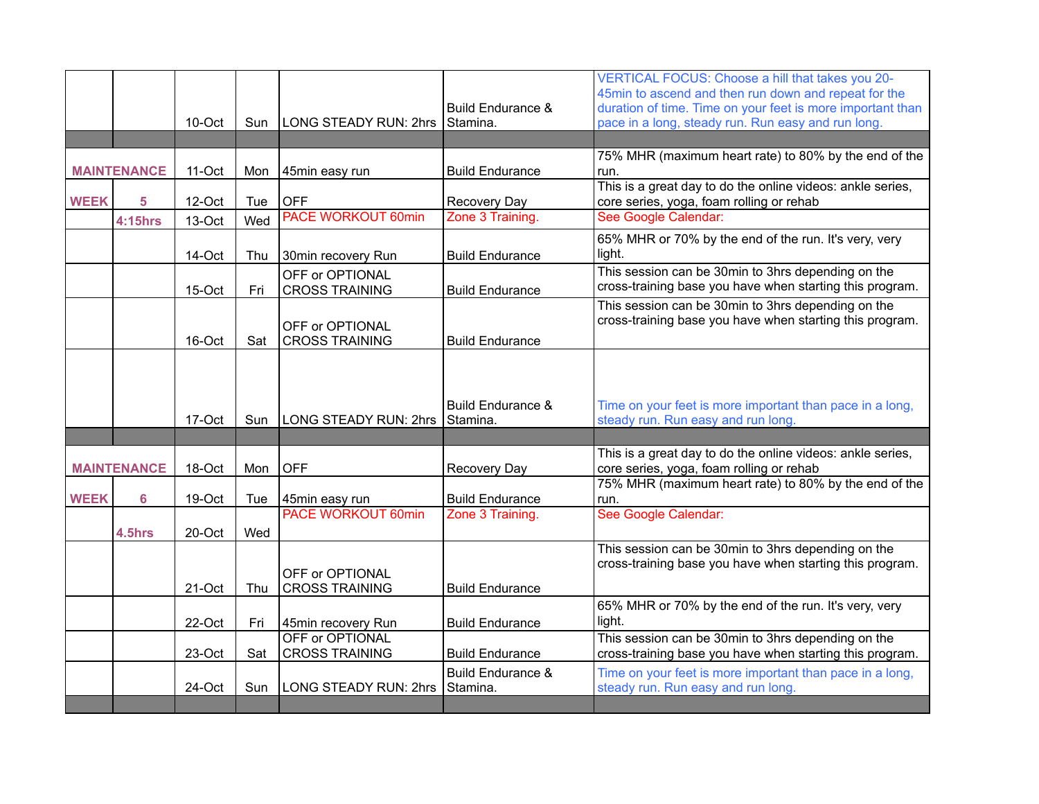| | | | | | | |
|---|---|---|---|---|---|---|
| | | 10-Oct | Sun | LONG STEADY RUN: 2hrs | Build Endurance & Stamina. | VERTICAL FOCUS: Choose a hill that takes you 20-45min to ascend and then run down and repeat for the duration of time. Time on your feet is more important than pace in a long, steady run. Run easy and run long. |
| | | | | | | |
| MAINTENANCE | | 11-Oct | Mon | 45min easy run | Build Endurance | 75% MHR (maximum heart rate) to 80% by the end of the run. |
| WEEK | 5 | 12-Oct | Tue | OFF | Recovery Day | This is a great day to do the online videos: ankle series, core series, yoga, foam rolling or rehab |
| | 4:15hrs | 13-Oct | Wed | PACE WORKOUT 60min | Zone 3 Training. | See Google Calendar: |
| | | 14-Oct | Thu | 30min recovery Run | Build Endurance | 65% MHR or 70% by the end of the run. It's very, very light. |
| | | 15-Oct | Fri | OFF or OPTIONAL CROSS TRAINING | Build Endurance | This session can be 30min to 3hrs depending on the cross-training base you have when starting this program. |
| | | 16-Oct | Sat | OFF or OPTIONAL CROSS TRAINING | Build Endurance | This session can be 30min to 3hrs depending on the cross-training base you have when starting this program. |
| | | 17-Oct | Sun | LONG STEADY RUN: 2hrs | Build Endurance & Stamina. | Time on your feet is more important than pace in a long, steady run. Run easy and run long. |
| | | | | | | |
| MAINTENANCE | | 18-Oct | Mon | OFF | Recovery Day | This is a great day to do the online videos: ankle series, core series, yoga, foam rolling or rehab |
| WEEK | 6 | 19-Oct | Tue | 45min easy run | Build Endurance | 75% MHR (maximum heart rate) to 80% by the end of the run. |
| | 4.5hrs | 20-Oct | Wed | PACE WORKOUT 60min | Zone 3 Training. | See Google Calendar: |
| | | 21-Oct | Thu | OFF or OPTIONAL CROSS TRAINING | Build Endurance | This session can be 30min to 3hrs depending on the cross-training base you have when starting this program. |
| | | 22-Oct | Fri | 45min recovery Run | Build Endurance | 65% MHR or 70% by the end of the run. It's very, very light. |
| | | 23-Oct | Sat | OFF or OPTIONAL CROSS TRAINING | Build Endurance | This session can be 30min to 3hrs depending on the cross-training base you have when starting this program. |
| | | 24-Oct | Sun | LONG STEADY RUN: 2hrs | Build Endurance & Stamina. | Time on your feet is more important than pace in a long, steady run. Run easy and run long. |
| | | | | | | |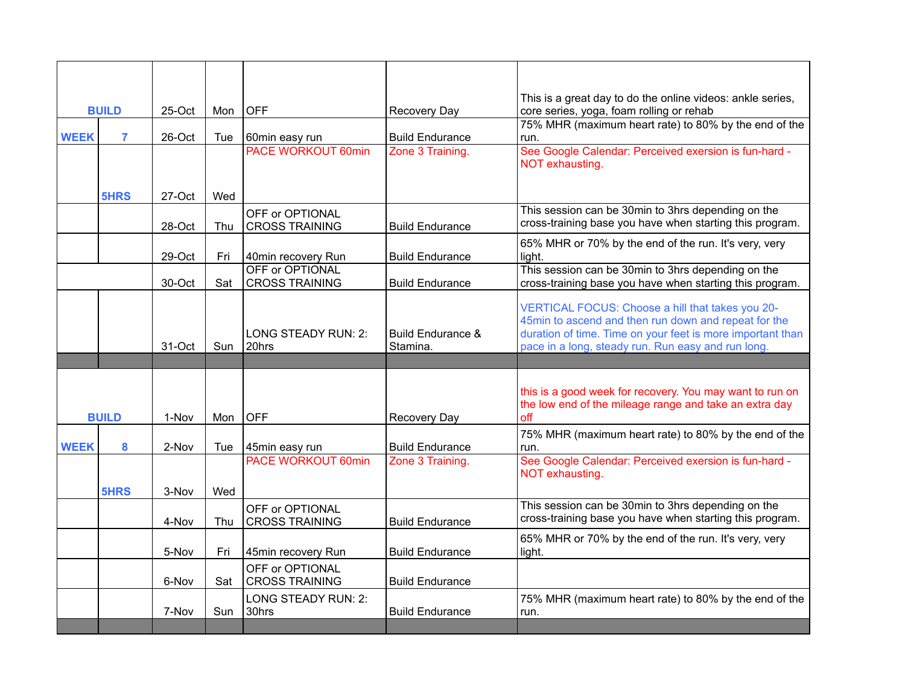| | | | | | | |
|---|---|---|---|---|---|---|
| BUILD | | 25-Oct | Mon | OFF | Recovery Day | This is a great day to do the online videos: ankle series, core series, yoga, foam rolling or rehab |
| WEEK | 7 | 26-Oct | Tue | 60min easy run | Build Endurance | 75% MHR (maximum heart rate) to 80% by the end of the run. |
| | 5HRS | 27-Oct | Wed | PACE WORKOUT 60min | Zone 3 Training. | See Google Calendar: Perceived exersion is fun-hard - NOT exhausting. |
| | | 28-Oct | Thu | OFF or OPTIONAL CROSS TRAINING | Build Endurance | This session can be 30min to 3hrs depending on the cross-training base you have when starting this program. |
| | | 29-Oct | Fri | 40min recovery Run | Build Endurance | 65% MHR or 70% by the end of the run. It's very, very light. |
| | | 30-Oct | Sat | OFF or OPTIONAL CROSS TRAINING | Build Endurance | This session can be 30min to 3hrs depending on the cross-training base you have when starting this program. |
| | | 31-Oct | Sun | LONG STEADY RUN: 2: 20hrs | Build Endurance & Stamina. | VERTICAL FOCUS: Choose a hill that takes you 20-45min to ascend and then run down and repeat for the duration of time. Time on your feet is more important than pace in a long, steady run. Run easy and run long. |
| | | | | | | |
| BUILD | | 1-Nov | Mon | OFF | Recovery Day | this is a good week for recovery. You may want to run on the low end of the mileage range and take an extra day off |
| WEEK | 8 | 2-Nov | Tue | 45min easy run | Build Endurance | 75% MHR (maximum heart rate) to 80% by the end of the run. |
| | 5HRS | 3-Nov | Wed | PACE WORKOUT 60min | Zone 3 Training. | See Google Calendar: Perceived exersion is fun-hard - NOT exhausting. |
| | | 4-Nov | Thu | OFF or OPTIONAL CROSS TRAINING | Build Endurance | This session can be 30min to 3hrs depending on the cross-training base you have when starting this program. |
| | | 5-Nov | Fri | 45min recovery Run | Build Endurance | 65% MHR or 70% by the end of the run. It's very, very light. |
| | | 6-Nov | Sat | OFF or OPTIONAL CROSS TRAINING | Build Endurance | |
| | | 7-Nov | Sun | LONG STEADY RUN: 2: 30hrs | Build Endurance | 75% MHR (maximum heart rate) to 80% by the end of the run. |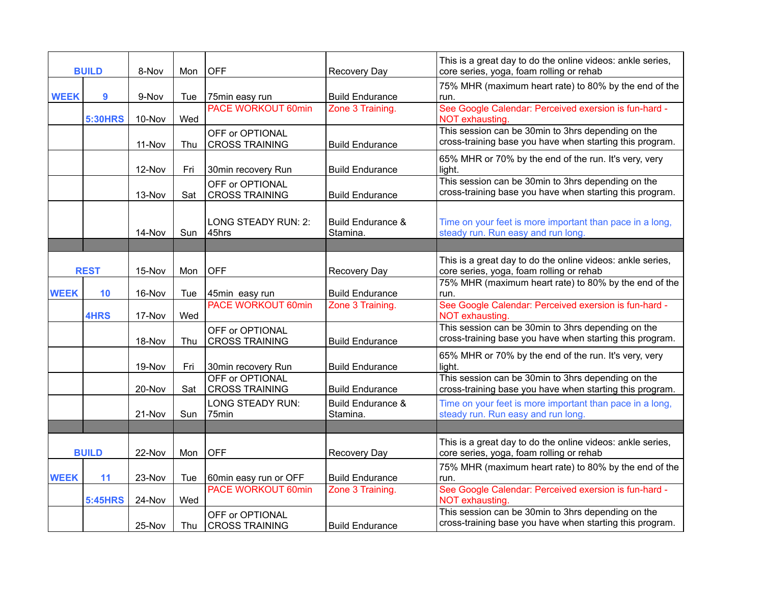| | | | | | | |
|---|---|---|---|---|---|---|
| BUILD | | 8-Nov | Mon | OFF | Recovery Day | This is a great day to do the online videos: ankle series, core series, yoga, foam rolling or rehab |
| WEEK | 9 | 9-Nov | Tue | 75min easy run | Build Endurance | 75% MHR (maximum heart rate) to 80% by the end of the run. |
| | 5:30HRS | 10-Nov | Wed | PACE WORKOUT 60min | Zone 3 Training. | See Google Calendar: Perceived exersion is fun-hard - NOT exhausting. |
| | | 11-Nov | Thu | OFF or OPTIONAL CROSS TRAINING | Build Endurance | This session can be 30min to 3hrs depending on the cross-training base you have when starting this program. |
| | | 12-Nov | Fri | 30min recovery Run | Build Endurance | 65% MHR or 70% by the end of the run. It's very, very light. |
| | | 13-Nov | Sat | OFF or OPTIONAL CROSS TRAINING | Build Endurance | This session can be 30min to 3hrs depending on the cross-training base you have when starting this program. |
| | | 14-Nov | Sun | LONG STEADY RUN: 2:45hrs | Build Endurance & Stamina. | Time on your feet is more important than pace in a long, steady run. Run easy and run long. |
| | | | | | | |
| REST | | 15-Nov | Mon | OFF | Recovery Day | This is a great day to do the online videos: ankle series, core series, yoga, foam rolling or rehab |
| WEEK | 10 | 16-Nov | Tue | 45min easy run | Build Endurance | 75% MHR (maximum heart rate) to 80% by the end of the run. |
| | 4HRS | 17-Nov | Wed | PACE WORKOUT 60min | Zone 3 Training. | See Google Calendar: Perceived exersion is fun-hard - NOT exhausting. |
| | | 18-Nov | Thu | OFF or OPTIONAL CROSS TRAINING | Build Endurance | This session can be 30min to 3hrs depending on the cross-training base you have when starting this program. |
| | | 19-Nov | Fri | 30min recovery Run | Build Endurance | 65% MHR or 70% by the end of the run. It's very, very light. |
| | | 20-Nov | Sat | OFF or OPTIONAL CROSS TRAINING | Build Endurance | This session can be 30min to 3hrs depending on the cross-training base you have when starting this program. |
| | | 21-Nov | Sun | LONG STEADY RUN: 75min | Build Endurance & Stamina. | Time on your feet is more important than pace in a long, steady run. Run easy and run long. |
| | | | | | | |
| BUILD | | 22-Nov | Mon | OFF | Recovery Day | This is a great day to do the online videos: ankle series, core series, yoga, foam rolling or rehab |
| WEEK | 11 | 23-Nov | Tue | 60min easy run or OFF | Build Endurance | 75% MHR (maximum heart rate) to 80% by the end of the run. |
| | 5:45HRS | 24-Nov | Wed | PACE WORKOUT 60min | Zone 3 Training. | See Google Calendar: Perceived exersion is fun-hard - NOT exhausting. |
| | | 25-Nov | Thu | OFF or OPTIONAL CROSS TRAINING | Build Endurance | This session can be 30min to 3hrs depending on the cross-training base you have when starting this program. |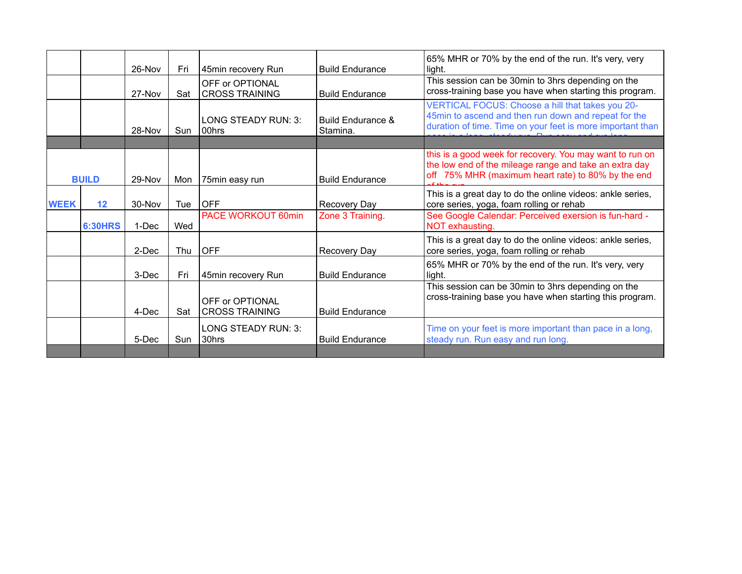| | | | | | | |
|---|---|---|---|---|---|---|
| | | 26-Nov | Fri | 45min recovery Run | Build Endurance | 65% MHR or 70% by the end of the run. It's very, very light. |
| | | 27-Nov | Sat | OFF or OPTIONAL CROSS TRAINING | Build Endurance | This session can be 30min to 3hrs depending on the cross-training base you have when starting this program. |
| | | 28-Nov | Sun | LONG STEADY RUN: 3:00hrs | Build Endurance & Stamina. | VERTICAL FOCUS: Choose a hill that takes you 20-45min to ascend and then run down and repeat for the duration of time. Time on your feet is more important than pace in a long, steady run. Run easy and run long. |
| | | | | | | |
| **BUILD** | | 29-Nov | Mon | 75min easy run | Build Endurance | this is a good week for recovery. You may want to run on the low end of the mileage range and take an extra day off 75% MHR (maximum heart rate) to 80% by the end of the run. |
| **WEEK** | **12** | 30-Nov | Tue | OFF | Recovery Day | This is a great day to do the online videos: ankle series, core series, yoga, foam rolling or rehab |
| | **6:30HRS** | 1-Dec | Wed | PACE WORKOUT 60min | Zone 3 Training. | See Google Calendar: Perceived exersion is fun-hard - NOT exhausting. |
| | | 2-Dec | Thu | OFF | Recovery Day | This is a great day to do the online videos: ankle series, core series, yoga, foam rolling or rehab |
| | | 3-Dec | Fri | 45min recovery Run | Build Endurance | 65% MHR or 70% by the end of the run. It's very, very light. |
| | | 4-Dec | Sat | OFF or OPTIONAL CROSS TRAINING | Build Endurance | This session can be 30min to 3hrs depending on the cross-training base you have when starting this program. |
| | | 5-Dec | Sun | LONG STEADY RUN: 3:30hrs | Build Endurance | Time on your feet is more important than pace in a long, steady run. Run easy and run long. |
| | | | | | | |